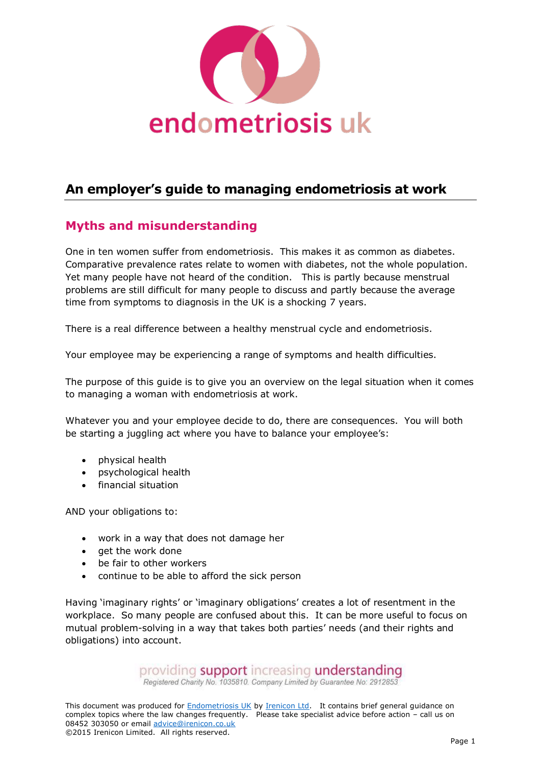endometriosis uk

# An employer's guide to managing endometriosis at work

## Myths and misunderstanding

One in ten women suffer from endometriosis. This makes it as common as diabetes. Comparative prevalence rates relate to women with diabetes, not the whole population. Yet many people have not heard of the condition. This is partly because menstrual problems are still difficult for many people to discuss and partly because the average time from symptoms to diagnosis in the UK is a shocking 7 years.

There is a real difference between a healthy menstrual cycle and endometriosis.

Your employee may be experiencing a range of symptoms and health difficulties.

The purpose of this guide is to give you an overview on the legal situation when it comes to managing a woman with endometriosis at work.

Whatever you and your employee decide to do, there are consequences. You will both be starting a juggling act where you have to balance your employee's:

- physical health
- psychological health
- financial situation

AND your obligations to:

- work in a way that does not damage her
- get the work done
- be fair to other workers
- continue to be able to afford the sick person

Having 'imaginary rights' or 'imaginary obligations' creates a lot of resentment in the workplace. So many people are confused about this. It can be more useful to focus on mutual problem-solving in a way that takes both parties' needs (and their rights and obligations) into account.

providing support increasing understanding
Registered Charity No. 1035810. Company Limited by Guarantee No: 2912853

This document was produced for Endometriosis UK by Irenicon Ltd. It contains brief general guidance on complex topics where the law changes frequently. Please take specialist advice before action – call us on 08452 303050 or email advice@irenicon.co.uk
©2015 Irenicon Limited. All rights reserved.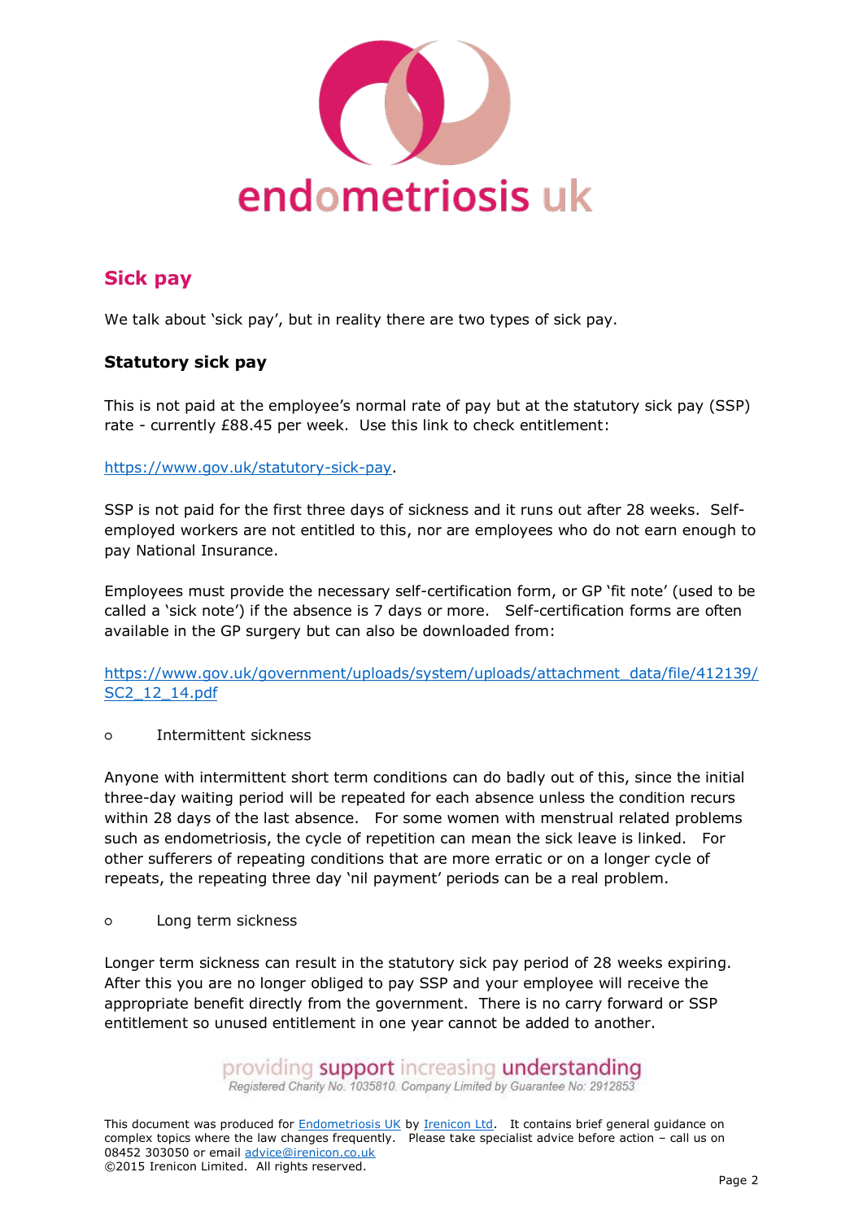## Sick pay

We talk about 'sick pay', but in reality there are two types of sick pay.

### Statutory sick pay

This is not paid at the employee's normal rate of pay but at the statutory sick pay (SSP) rate - currently £88.45 per week. Use this link to check entitlement:

https://www.gov.uk/statutory-sick-pay.

SSP is not paid for the first three days of sickness and it runs out after 28 weeks. Self-employed workers are not entitled to this, nor are employees who do not earn enough to pay National Insurance.

Employees must provide the necessary self-certification form, or GP 'fit note' (used to be called a 'sick note') if the absence is 7 days or more. Self-certification forms are often available in the GP surgery but can also be downloaded from:

https://www.gov.uk/government/uploads/system/uploads/attachment_data/file/412139/SC2_12_14.pdf

- Intermittent sickness

Anyone with intermittent short term conditions can do badly out of this, since the initial three-day waiting period will be repeated for each absence unless the condition recurs within 28 days of the last absence. For some women with menstrual related problems such as endometriosis, the cycle of repetition can mean the sick leave is linked. For other sufferers of repeating conditions that are more erratic or on a longer cycle of repeats, the repeating three day 'nil payment' periods can be a real problem.

- Long term sickness

Longer term sickness can result in the statutory sick pay period of 28 weeks expiring. After this you are no longer obliged to pay SSP and your employee will receive the appropriate benefit directly from the government. There is no carry forward or SSP entitlement so unused entitlement in one year cannot be added to another.

providing support increasing understanding
Registered Charity No. 1035810. Company Limited by Guarantee No: 2912853

This document was produced for Endometriosis UK by Irenicon Ltd. It contains brief general guidance on complex topics where the law changes frequently. Please take specialist advice before action – call us on 08452 303050 or email advice@irenicon.co.uk
©2015 Irenicon Limited. All rights reserved.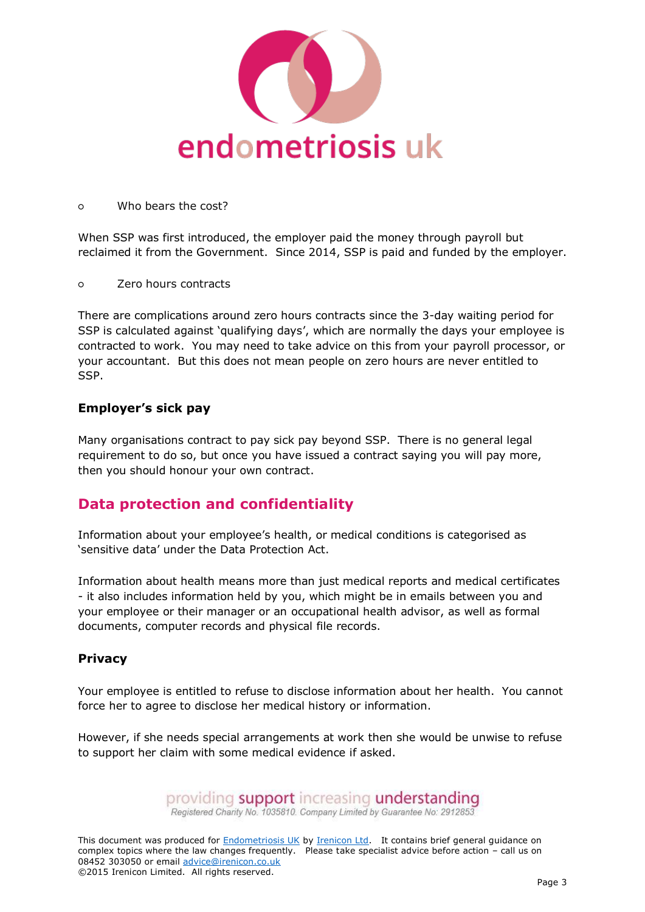- Who bears the cost?

When SSP was first introduced, the employer paid the money through payroll but reclaimed it from the Government. Since 2014, SSP is paid and funded by the employer.

- Zero hours contracts

There are complications around zero hours contracts since the 3-day waiting period for SSP is calculated against 'qualifying days', which are normally the days your employee is contracted to work. You may need to take advice on this from your payroll processor, or your accountant. But this does not mean people on zero hours are never entitled to SSP.

### Employer's sick pay

Many organisations contract to pay sick pay beyond SSP. There is no general legal requirement to do so, but once you have issued a contract saying you will pay more, then you should honour your own contract.

## Data protection and confidentiality

Information about your employee's health, or medical conditions is categorised as 'sensitive data' under the Data Protection Act.

Information about health means more than just medical reports and medical certificates - it also includes information held by you, which might be in emails between you and your employee or their manager or an occupational health advisor, as well as formal documents, computer records and physical file records.

### Privacy

Your employee is entitled to refuse to disclose information about her health. You cannot force her to agree to disclose her medical history or information.

However, if she needs special arrangements at work then she would be unwise to refuse to support her claim with some medical evidence if asked.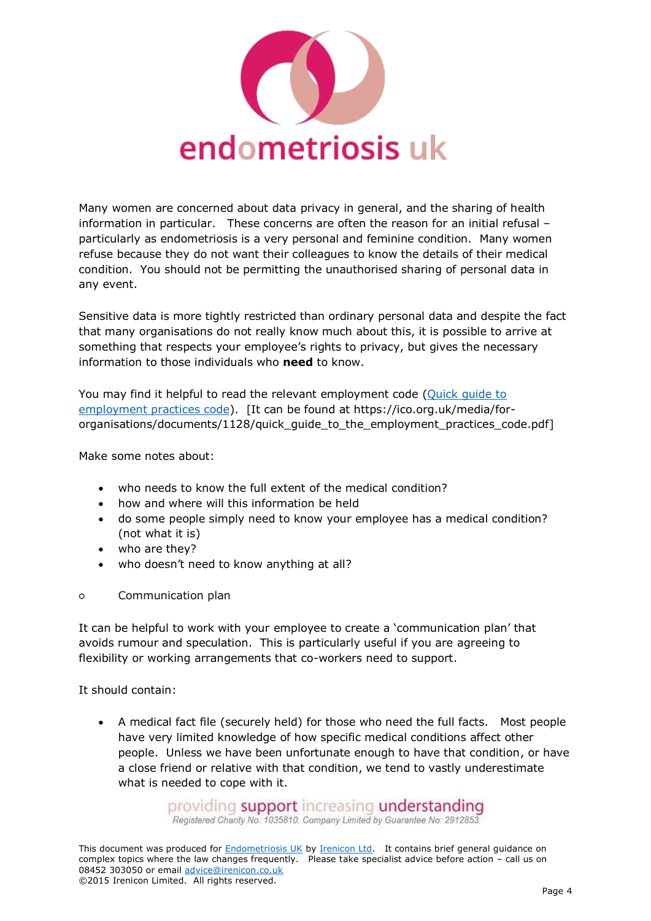Many women are concerned about data privacy in general, and the sharing of health information in particular. These concerns are often the reason for an initial refusal – particularly as endometriosis is a very personal and feminine condition. Many women refuse because they do not want their colleagues to know the details of their medical condition. You should not be permitting the unauthorised sharing of personal data in any event.

Sensitive data is more tightly restricted than ordinary personal data and despite the fact that many organisations do not really know much about this, it is possible to arrive at something that respects your employee's rights to privacy, but gives the necessary information to those individuals who **need** to know.

You may find it helpful to read the relevant employment code (Quick guide to employment practices code). [It can be found at https://ico.org.uk/media/for-organisations/documents/1128/quick_guide_to_the_employment_practices_code.pdf]

Make some notes about:

- who needs to know the full extent of the medical condition?
- how and where will this information be held
- do some people simply need to know your employee has a medical condition? (not what it is)
- who are they?
- who doesn't need to know anything at all?

- Communication plan

It can be helpful to work with your employee to create a 'communication plan' that avoids rumour and speculation. This is particularly useful if you are agreeing to flexibility or working arrangements that co-workers need to support.

It should contain:

- A medical fact file (securely held) for those who need the full facts. Most people have very limited knowledge of how specific medical conditions affect other people. Unless we have been unfortunate enough to have that condition, or have a close friend or relative with that condition, we tend to vastly underestimate what is needed to cope with it.

providing support increasing understanding
Registered Charity No. 1035810. Company Limited by Guarantee No: 2912853

This document was produced for Endometriosis UK by Irenicon Ltd. It contains brief general guidance on complex topics where the law changes frequently. Please take specialist advice before action – call us on 08452 303050 or email advice@irenicon.co.uk
©2015 Irenicon Limited. All rights reserved.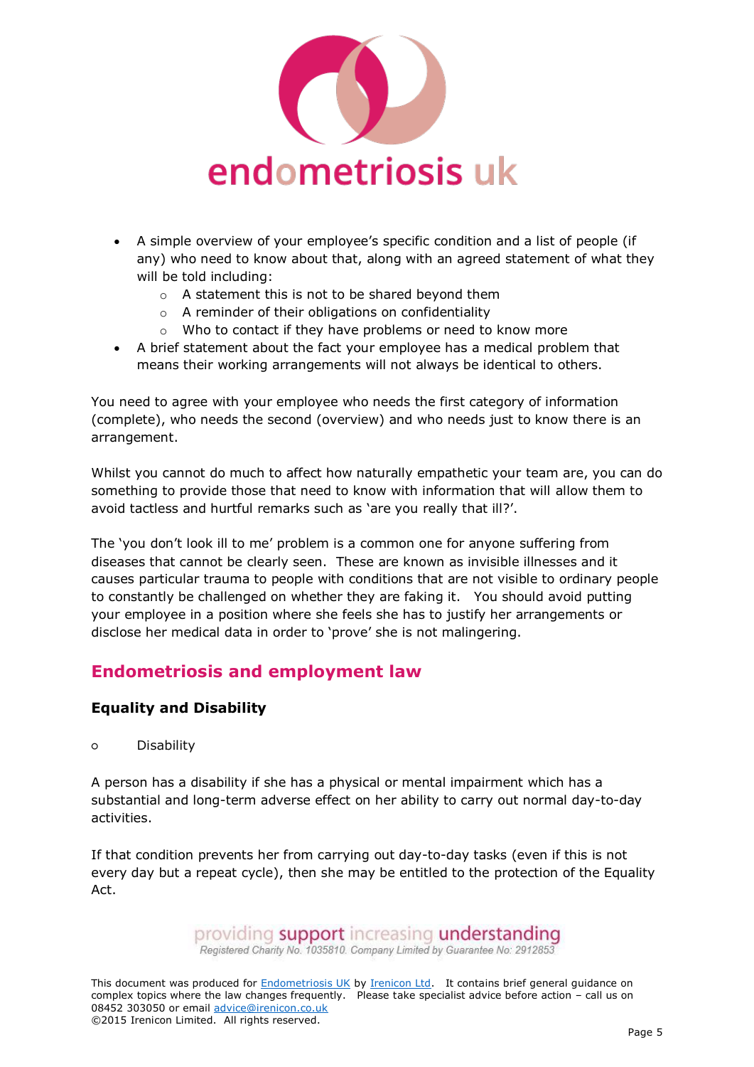- A simple overview of your employee's specific condition and a list of people (if any) who need to know about that, along with an agreed statement of what they will be told including:
    - A statement this is not to be shared beyond them
    - A reminder of their obligations on confidentiality
    - Who to contact if they have problems or need to know more
- A brief statement about the fact your employee has a medical problem that means their working arrangements will not always be identical to others.

You need to agree with your employee who needs the first category of information (complete), who needs the second (overview) and who needs just to know there is an arrangement.

Whilst you cannot do much to affect how naturally empathetic your team are, you can do something to provide those that need to know with information that will allow them to avoid tactless and hurtful remarks such as 'are you really that ill?'.

The 'you don't look ill to me' problem is a common one for anyone suffering from diseases that cannot be clearly seen. These are known as invisible illnesses and it causes particular trauma to people with conditions that are not visible to ordinary people to constantly be challenged on whether they are faking it. You should avoid putting your employee in a position where she feels she has to justify her arrangements or disclose her medical data in order to 'prove' she is not malingering.

## Endometriosis and employment law

### Equality and Disability

- Disability

A person has a disability if she has a physical or mental impairment which has a substantial and long-term adverse effect on her ability to carry out normal day-to-day activities.

If that condition prevents her from carrying out day-to-day tasks (even if this is not every day but a repeat cycle), then she may be entitled to the protection of the Equality Act.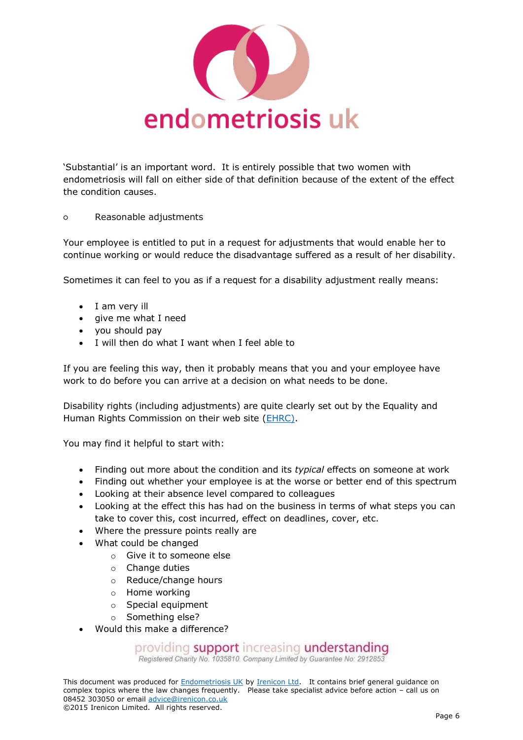'Substantial' is an important word. It is entirely possible that two women with endometriosis will fall on either side of that definition because of the extent of the effect the condition causes.

- Reasonable adjustments

Your employee is entitled to put in a request for adjustments that would enable her to continue working or would reduce the disadvantage suffered as a result of her disability.

Sometimes it can feel to you as if a request for a disability adjustment really means:

- I am very ill
- give me what I need
- you should pay
- I will then do what I want when I feel able to

If you are feeling this way, then it probably means that you and your employee have work to do before you can arrive at a decision on what needs to be done.

Disability rights (including adjustments) are quite clearly set out by the Equality and Human Rights Commission on their web site (EHRC).

You may find it helpful to start with:

- Finding out more about the condition and its *typical* effects on someone at work
- Finding out whether your employee is at the worse or better end of this spectrum
- Looking at their absence level compared to colleagues
- Looking at the effect this has had on the business in terms of what steps you can take to cover this, cost incurred, effect on deadlines, cover, etc.
- Where the pressure points really are
- What could be changed
  - Give it to someone else
  - Change duties
  - Reduce/change hours
  - Home working
  - Special equipment
  - Something else?
- Would this make a difference?

providing support increasing understanding
Registered Charity No. 1035810. Company Limited by Guarantee No: 2912853

This document was produced for Endometriosis UK by Irenicon Ltd. It contains brief general guidance on complex topics where the law changes frequently. Please take specialist advice before action – call us on 08452 303050 or email advice@irenicon.co.uk
©2015 Irenicon Limited. All rights reserved.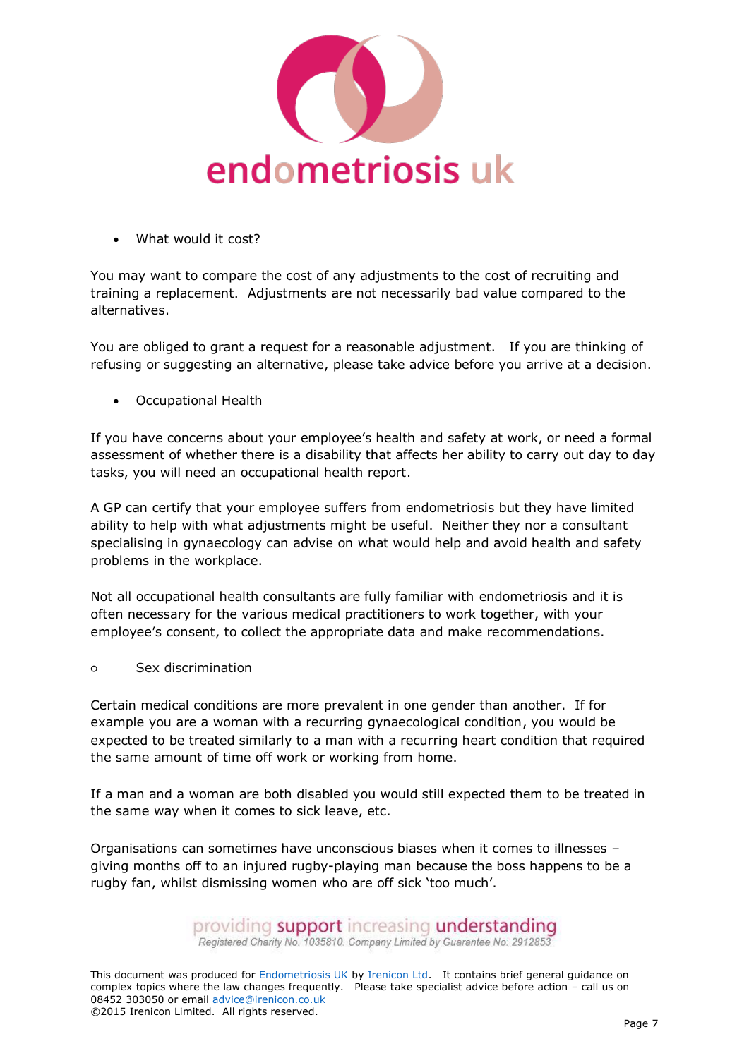- What would it cost?

You may want to compare the cost of any adjustments to the cost of recruiting and training a replacement. Adjustments are not necessarily bad value compared to the alternatives.

You are obliged to grant a request for a reasonable adjustment. If you are thinking of refusing or suggesting an alternative, please take advice before you arrive at a decision.

- Occupational Health

If you have concerns about your employee's health and safety at work, or need a formal assessment of whether there is a disability that affects her ability to carry out day to day tasks, you will need an occupational health report.

A GP can certify that your employee suffers from endometriosis but they have limited ability to help with what adjustments might be useful. Neither they nor a consultant specialising in gynaecology can advise on what would help and avoid health and safety problems in the workplace.

Not all occupational health consultants are fully familiar with endometriosis and it is often necessary for the various medical practitioners to work together, with your employee's consent, to collect the appropriate data and make recommendations.

- Sex discrimination

Certain medical conditions are more prevalent in one gender than another. If for example you are a woman with a recurring gynaecological condition, you would be expected to be treated similarly to a man with a recurring heart condition that required the same amount of time off work or working from home.

If a man and a woman are both disabled you would still expected them to be treated in the same way when it comes to sick leave, etc.

Organisations can sometimes have unconscious biases when it comes to illnesses – giving months off to an injured rugby-playing man because the boss happens to be a rugby fan, whilst dismissing women who are off sick 'too much'.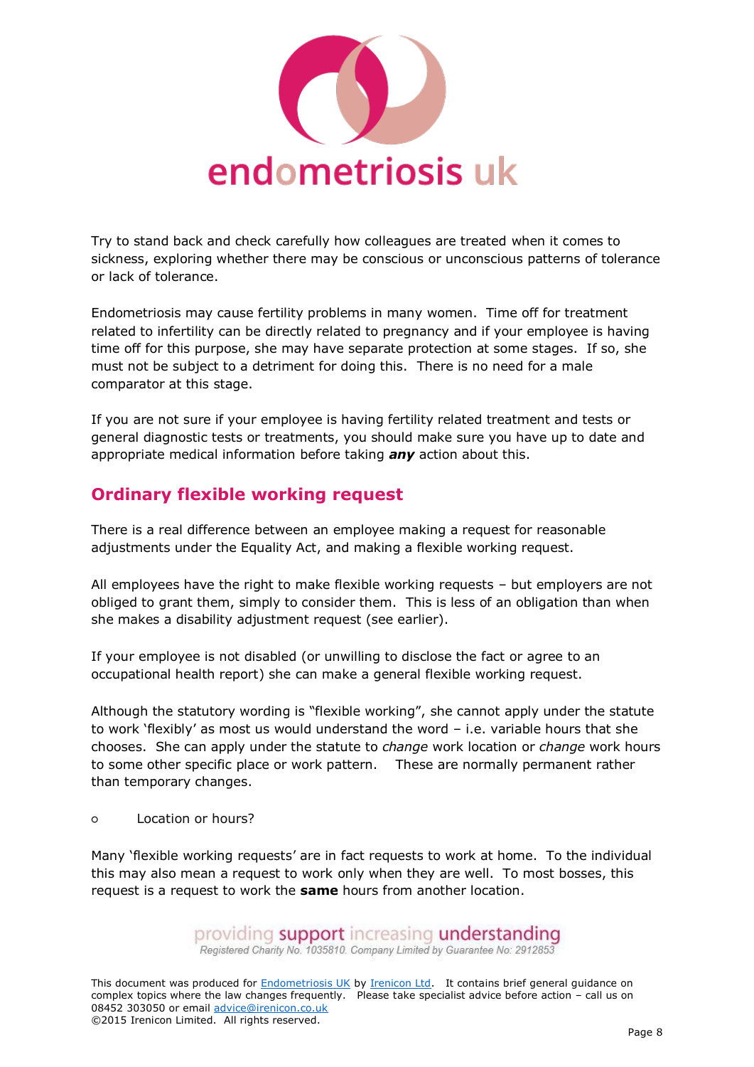Try to stand back and check carefully how colleagues are treated when it comes to sickness, exploring whether there may be conscious or unconscious patterns of tolerance or lack of tolerance.

Endometriosis may cause fertility problems in many women. Time off for treatment related to infertility can be directly related to pregnancy and if your employee is having time off for this purpose, she may have separate protection at some stages. If so, she must not be subject to a detriment for doing this. There is no need for a male comparator at this stage.

If you are not sure if your employee is having fertility related treatment and tests or general diagnostic tests or treatments, you should make sure you have up to date and appropriate medical information before taking ***any*** action about this.

## Ordinary flexible working request

There is a real difference between an employee making a request for reasonable adjustments under the Equality Act, and making a flexible working request.

All employees have the right to make flexible working requests – but employers are not obliged to grant them, simply to consider them. This is less of an obligation than when she makes a disability adjustment request (see earlier).

If your employee is not disabled (or unwilling to disclose the fact or agree to an occupational health report) she can make a general flexible working request.

Although the statutory wording is "flexible working", she cannot apply under the statute to work 'flexibly' as most us would understand the word – i.e. variable hours that she chooses. She can apply under the statute to *change* work location or *change* work hours to some other specific place or work pattern. These are normally permanent rather than temporary changes.

- Location or hours?

Many 'flexible working requests' are in fact requests to work at home. To the individual this may also mean a request to work only when they are well. To most bosses, this request is a request to work the **same** hours from another location.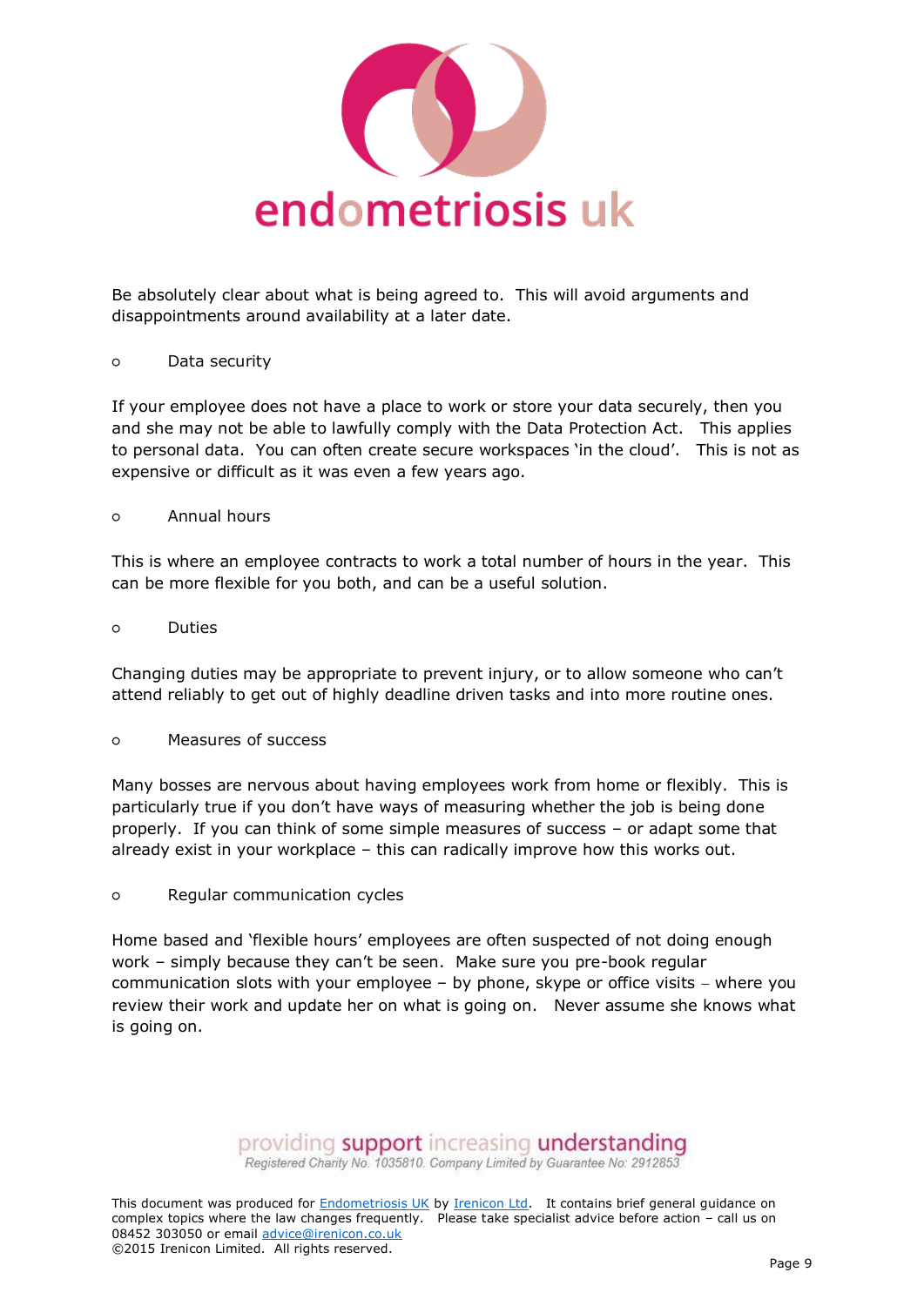Be absolutely clear about what is being agreed to. This will avoid arguments and disappointments around availability at a later date.

- Data security

If your employee does not have a place to work or store your data securely, then you and she may not be able to lawfully comply with the Data Protection Act. This applies to personal data. You can often create secure workspaces 'in the cloud'. This is not as expensive or difficult as it was even a few years ago.

- Annual hours

This is where an employee contracts to work a total number of hours in the year. This can be more flexible for you both, and can be a useful solution.

- Duties

Changing duties may be appropriate to prevent injury, or to allow someone who can't attend reliably to get out of highly deadline driven tasks and into more routine ones.

- Measures of success

Many bosses are nervous about having employees work from home or flexibly. This is particularly true if you don't have ways of measuring whether the job is being done properly. If you can think of some simple measures of success – or adapt some that already exist in your workplace – this can radically improve how this works out.

- Regular communication cycles

Home based and 'flexible hours' employees are often suspected of not doing enough work – simply because they can't be seen. Make sure you pre-book regular communication slots with your employee – by phone, skype or office visits – where you review their work and update her on what is going on. Never assume she knows what is going on.

This document was produced for Endometriosis UK by Irenicon Ltd. It contains brief general guidance on complex topics where the law changes frequently. Please take specialist advice before action – call us on 08452 303050 or email advice@irenicon.co.uk
©2015 Irenicon Limited. All rights reserved.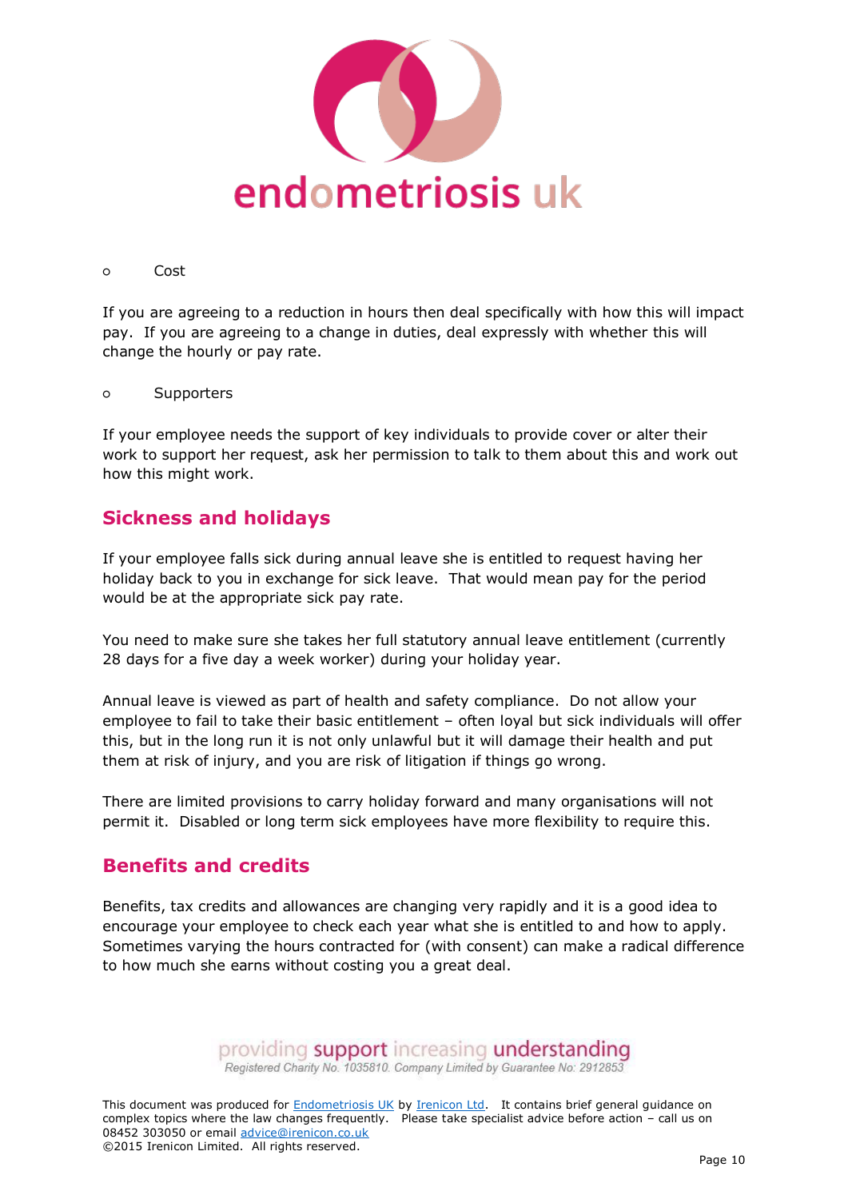- Cost

If you are agreeing to a reduction in hours then deal specifically with how this will impact pay. If you are agreeing to a change in duties, deal expressly with whether this will change the hourly or pay rate.

- Supporters

If your employee needs the support of key individuals to provide cover or alter their work to support her request, ask her permission to talk to them about this and work out how this might work.

## Sickness and holidays

If your employee falls sick during annual leave she is entitled to request having her holiday back to you in exchange for sick leave. That would mean pay for the period would be at the appropriate sick pay rate.

You need to make sure she takes her full statutory annual leave entitlement (currently 28 days for a five day a week worker) during your holiday year.

Annual leave is viewed as part of health and safety compliance. Do not allow your employee to fail to take their basic entitlement – often loyal but sick individuals will offer this, but in the long run it is not only unlawful but it will damage their health and put them at risk of injury, and you are risk of litigation if things go wrong.

There are limited provisions to carry holiday forward and many organisations will not permit it. Disabled or long term sick employees have more flexibility to require this.

## Benefits and credits

Benefits, tax credits and allowances are changing very rapidly and it is a good idea to encourage your employee to check each year what she is entitled to and how to apply. Sometimes varying the hours contracted for (with consent) can make a radical difference to how much she earns without costing you a great deal.

This document was produced for Endometriosis UK by Irenicon Ltd. It contains brief general guidance on complex topics where the law changes frequently. Please take specialist advice before action – call us on 08452 303050 or email advice@irenicon.co.uk
©2015 Irenicon Limited. All rights reserved.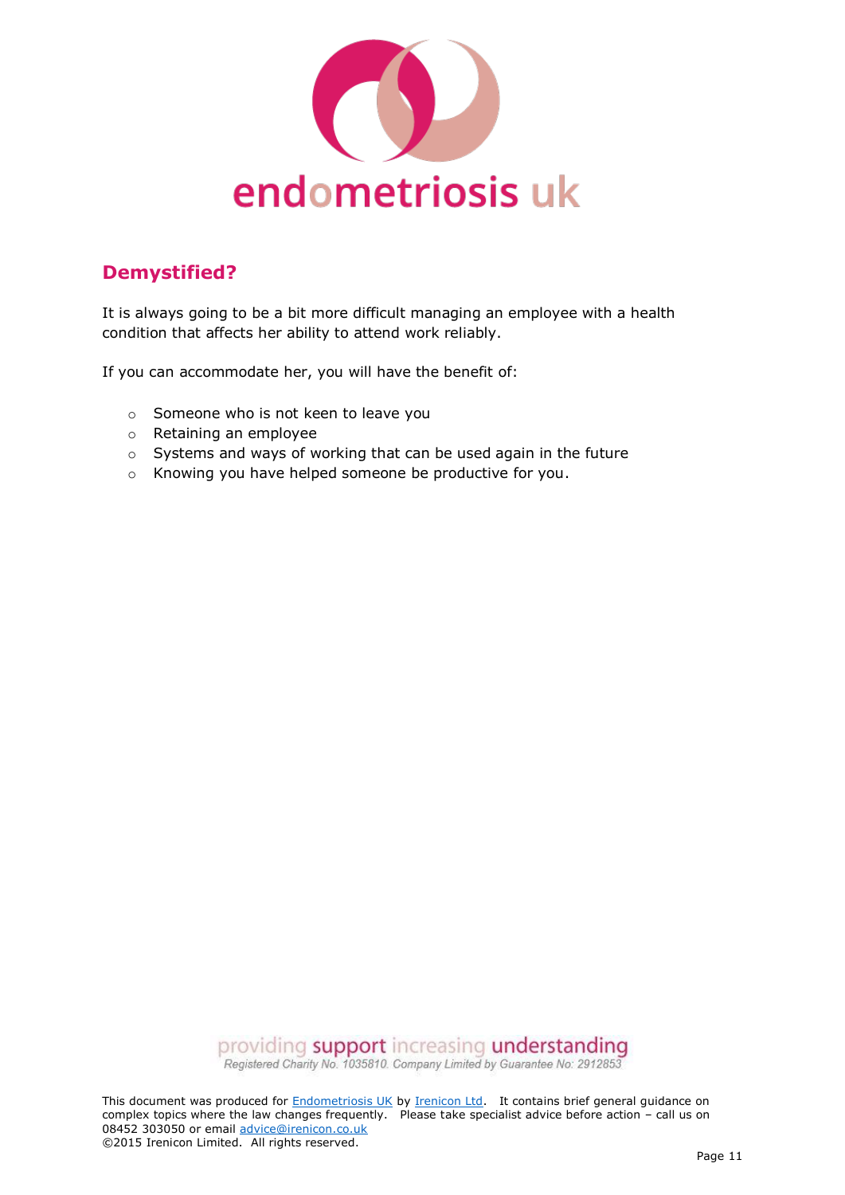## Demystified?

It is always going to be a bit more difficult managing an employee with a health condition that affects her ability to attend work reliably.

If you can accommodate her, you will have the benefit of:

- Someone who is not keen to leave you
- Retaining an employee
- Systems and ways of working that can be used again in the future
- Knowing you have helped someone be productive for you.